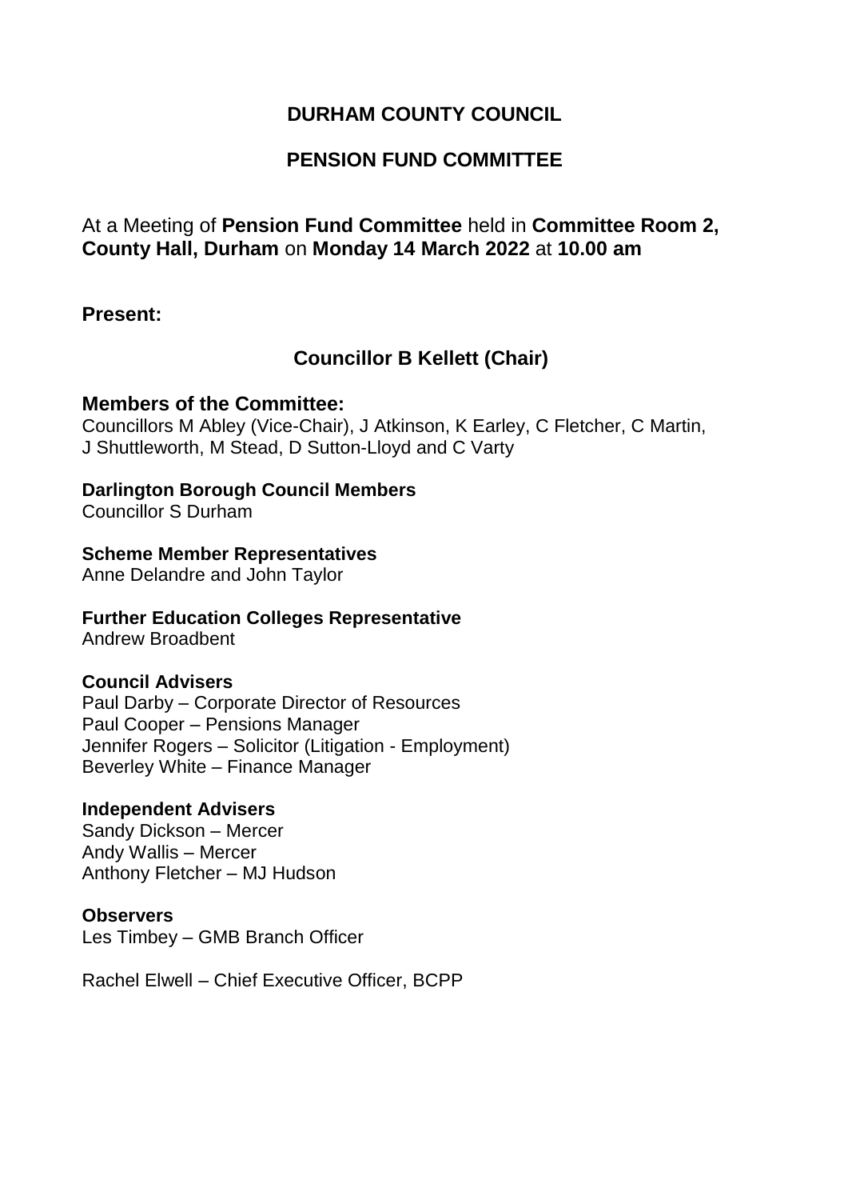# DURHAM COUNTY COUNCIL

## PENSION FUND COMMITTEE

At a Meeting of **Pension Fund Committee** held in **Committee Room 2, County Hall, Durham** on **Monday 14 March 2022** at **10.00 am**

**Present:**

**Councillor B Kellett (Chair)**

**Members of the Committee:**
Councillors M Abley (Vice-Chair), J Atkinson, K Earley, C Fletcher, C Martin, J Shuttleworth, M Stead, D Sutton-Lloyd and C Varty

**Darlington Borough Council Members**
Councillor S Durham

**Scheme Member Representatives**
Anne Delandre and John Taylor

**Further Education Colleges Representative**
Andrew Broadbent

**Council Advisers**
Paul Darby – Corporate Director of Resources
Paul Cooper – Pensions Manager
Jennifer Rogers – Solicitor (Litigation - Employment)
Beverley White – Finance Manager

**Independent Advisers**
Sandy Dickson – Mercer
Andy Wallis – Mercer
Anthony Fletcher – MJ Hudson

**Observers**
Les Timbey – GMB Branch Officer

Rachel Elwell – Chief Executive Officer, BCPP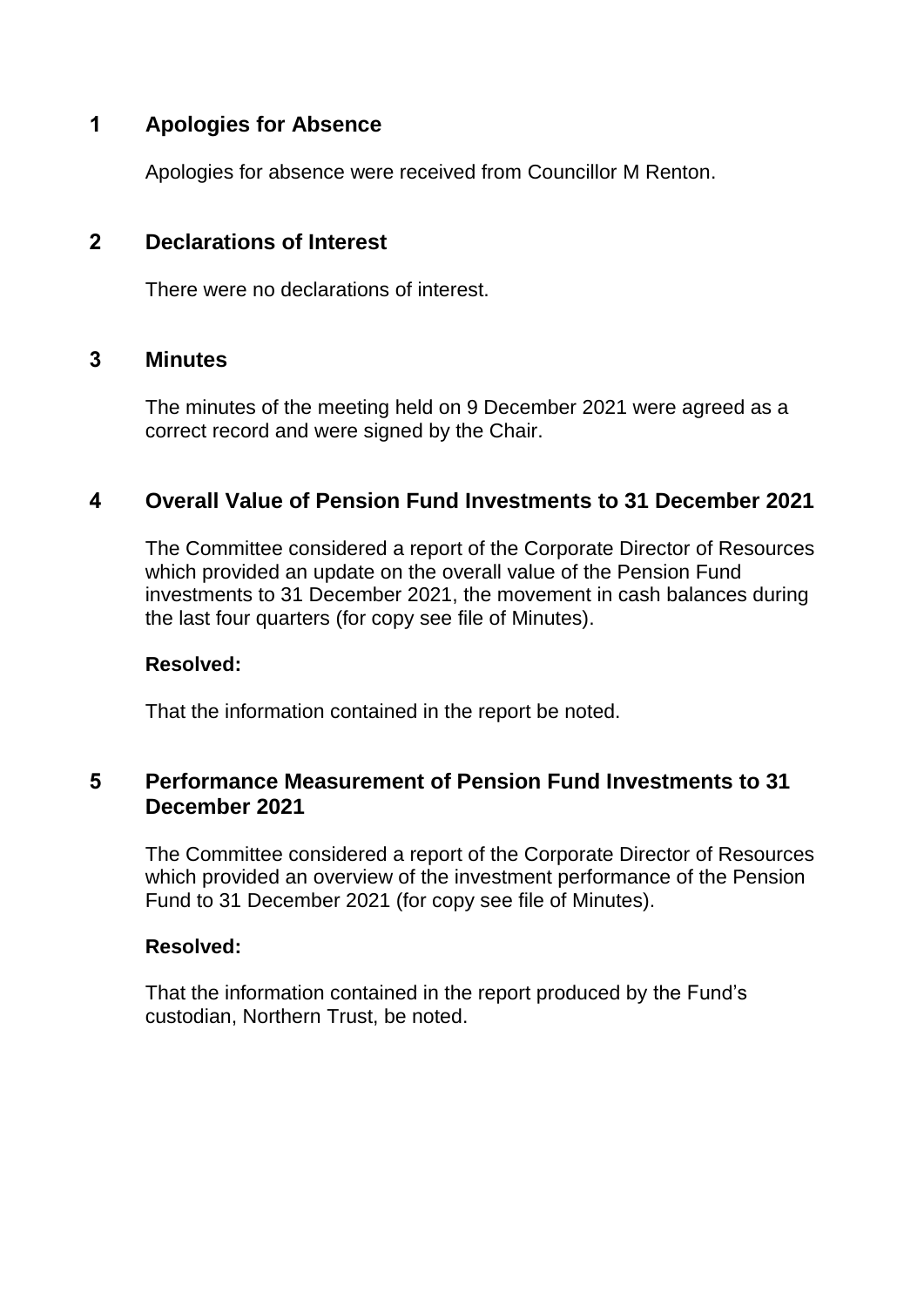## 1 Apologies for Absence

Apologies for absence were received from Councillor M Renton.

## 2 Declarations of Interest

There were no declarations of interest.

## 3 Minutes

The minutes of the meeting held on 9 December 2021 were agreed as a correct record and were signed by the Chair.

## 4 Overall Value of Pension Fund Investments to 31 December 2021

The Committee considered a report of the Corporate Director of Resources which provided an update on the overall value of the Pension Fund investments to 31 December 2021, the movement in cash balances during the last four quarters (for copy see file of Minutes).

**Resolved:**

That the information contained in the report be noted.

## 5 Performance Measurement of Pension Fund Investments to 31 December 2021

The Committee considered a report of the Corporate Director of Resources which provided an overview of the investment performance of the Pension Fund to 31 December 2021 (for copy see file of Minutes).

**Resolved:**

That the information contained in the report produced by the Fund's custodian, Northern Trust, be noted.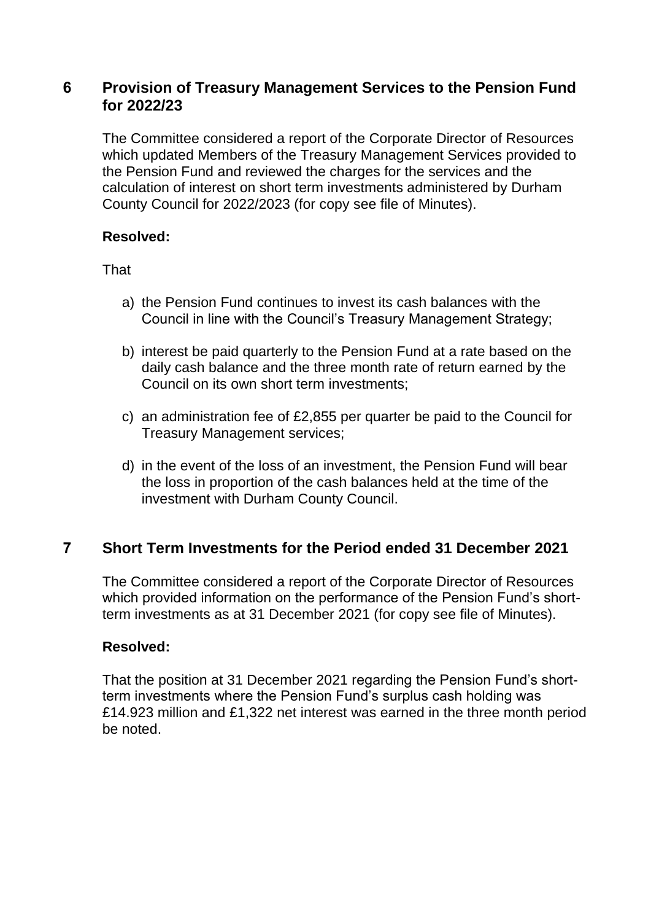## 6 Provision of Treasury Management Services to the Pension Fund for 2022/23

The Committee considered a report of the Corporate Director of Resources which updated Members of the Treasury Management Services provided to the Pension Fund and reviewed the charges for the services and the calculation of interest on short term investments administered by Durham County Council for 2022/2023 (for copy see file of Minutes).

**Resolved:**

That

a) the Pension Fund continues to invest its cash balances with the Council in line with the Council's Treasury Management Strategy;

b) interest be paid quarterly to the Pension Fund at a rate based on the daily cash balance and the three month rate of return earned by the Council on its own short term investments;

c) an administration fee of £2,855 per quarter be paid to the Council for Treasury Management services;

d) in the event of the loss of an investment, the Pension Fund will bear the loss in proportion of the cash balances held at the time of the investment with Durham County Council.

## 7 Short Term Investments for the Period ended 31 December 2021

The Committee considered a report of the Corporate Director of Resources which provided information on the performance of the Pension Fund's short-term investments as at 31 December 2021 (for copy see file of Minutes).

**Resolved:**

That the position at 31 December 2021 regarding the Pension Fund's short-term investments where the Pension Fund's surplus cash holding was £14.923 million and £1,322 net interest was earned in the three month period be noted.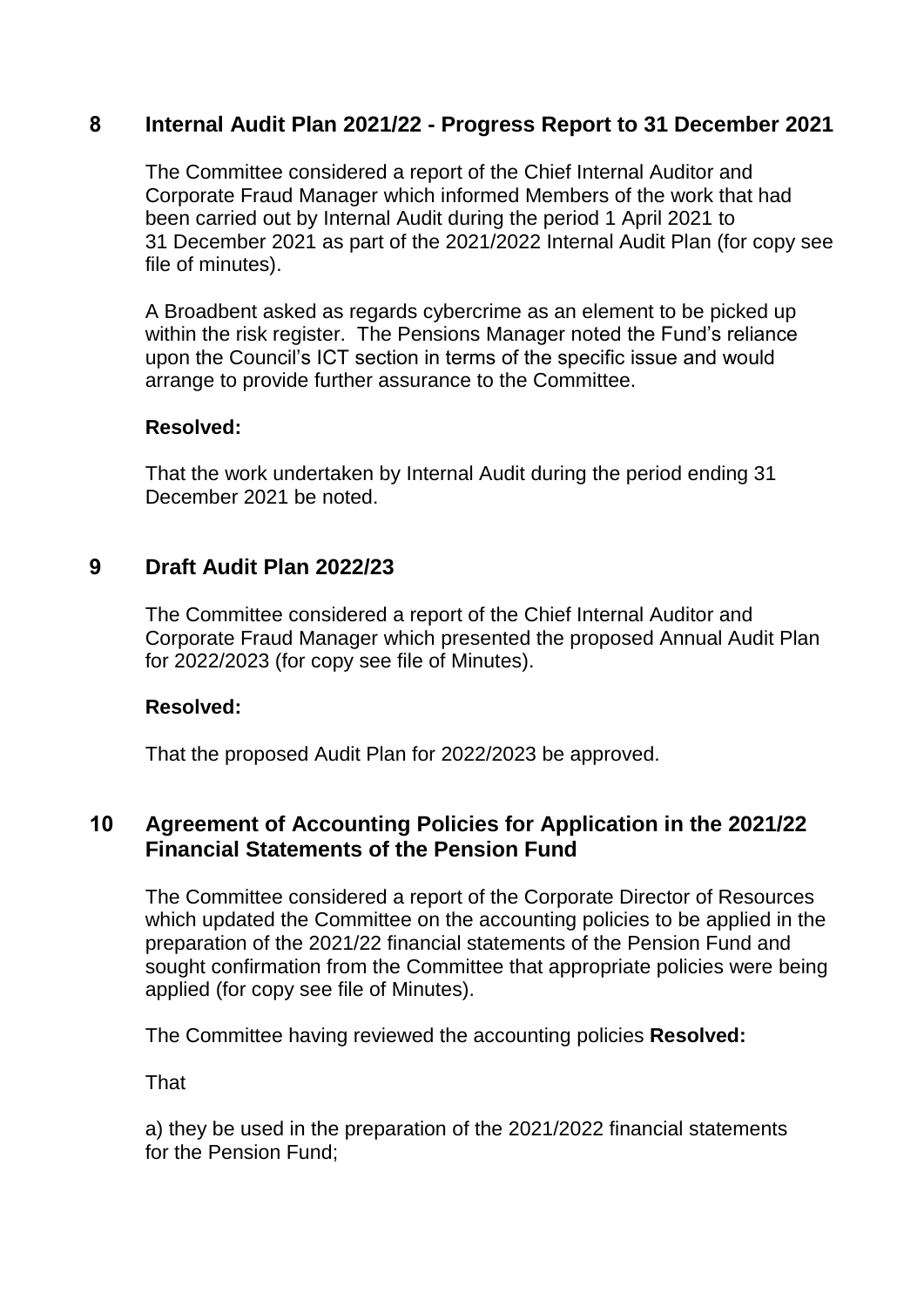## 8 Internal Audit Plan 2021/22 - Progress Report to 31 December 2021

The Committee considered a report of the Chief Internal Auditor and Corporate Fraud Manager which informed Members of the work that had been carried out by Internal Audit during the period 1 April 2021 to 31 December 2021 as part of the 2021/2022 Internal Audit Plan (for copy see file of minutes).

A Broadbent asked as regards cybercrime as an element to be picked up within the risk register. The Pensions Manager noted the Fund's reliance upon the Council's ICT section in terms of the specific issue and would arrange to provide further assurance to the Committee.

**Resolved:**

That the work undertaken by Internal Audit during the period ending 31 December 2021 be noted.

## 9 Draft Audit Plan 2022/23

The Committee considered a report of the Chief Internal Auditor and Corporate Fraud Manager which presented the proposed Annual Audit Plan for 2022/2023 (for copy see file of Minutes).

**Resolved:**

That the proposed Audit Plan for 2022/2023 be approved.

## 10 Agreement of Accounting Policies for Application in the 2021/22 Financial Statements of the Pension Fund

The Committee considered a report of the Corporate Director of Resources which updated the Committee on the accounting policies to be applied in the preparation of the 2021/22 financial statements of the Pension Fund and sought confirmation from the Committee that appropriate policies were being applied (for copy see file of Minutes).

The Committee having reviewed the accounting policies **Resolved:**

That

a) they be used in the preparation of the 2021/2022 financial statements for the Pension Fund;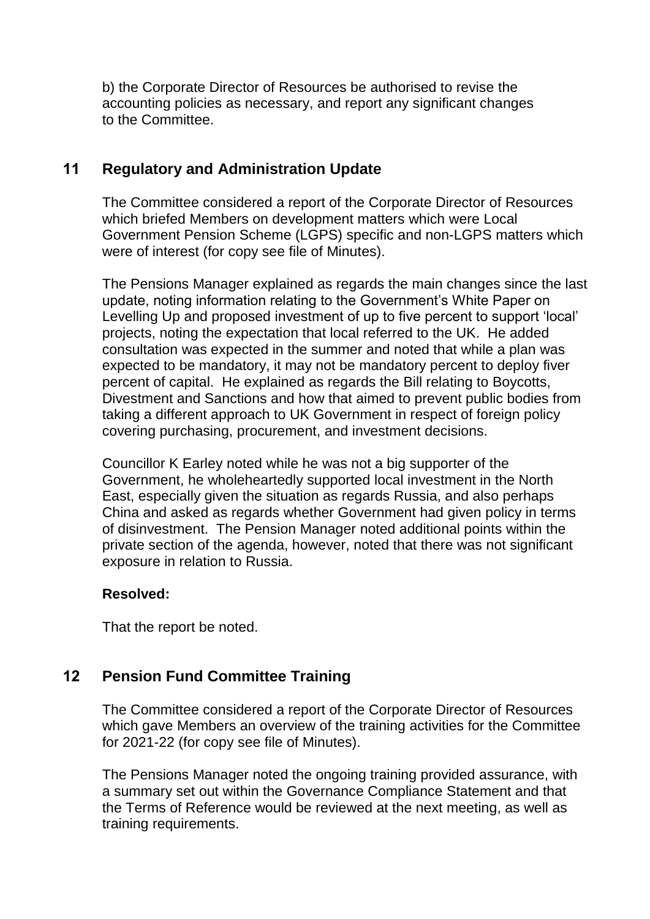b) the Corporate Director of Resources be authorised to revise the accounting policies as necessary, and report any significant changes to the Committee.

## 11 Regulatory and Administration Update

The Committee considered a report of the Corporate Director of Resources which briefed Members on development matters which were Local Government Pension Scheme (LGPS) specific and non-LGPS matters which were of interest (for copy see file of Minutes).

The Pensions Manager explained as regards the main changes since the last update, noting information relating to the Government's White Paper on Levelling Up and proposed investment of up to five percent to support 'local' projects, noting the expectation that local referred to the UK. He added consultation was expected in the summer and noted that while a plan was expected to be mandatory, it may not be mandatory percent to deploy fiver percent of capital. He explained as regards the Bill relating to Boycotts, Divestment and Sanctions and how that aimed to prevent public bodies from taking a different approach to UK Government in respect of foreign policy covering purchasing, procurement, and investment decisions.

Councillor K Earley noted while he was not a big supporter of the Government, he wholeheartedly supported local investment in the North East, especially given the situation as regards Russia, and also perhaps China and asked as regards whether Government had given policy in terms of disinvestment. The Pension Manager noted additional points within the private section of the agenda, however, noted that there was not significant exposure in relation to Russia.

**Resolved:**

That the report be noted.

## 12 Pension Fund Committee Training

The Committee considered a report of the Corporate Director of Resources which gave Members an overview of the training activities for the Committee for 2021-22 (for copy see file of Minutes).

The Pensions Manager noted the ongoing training provided assurance, with a summary set out within the Governance Compliance Statement and that the Terms of Reference would be reviewed at the next meeting, as well as training requirements.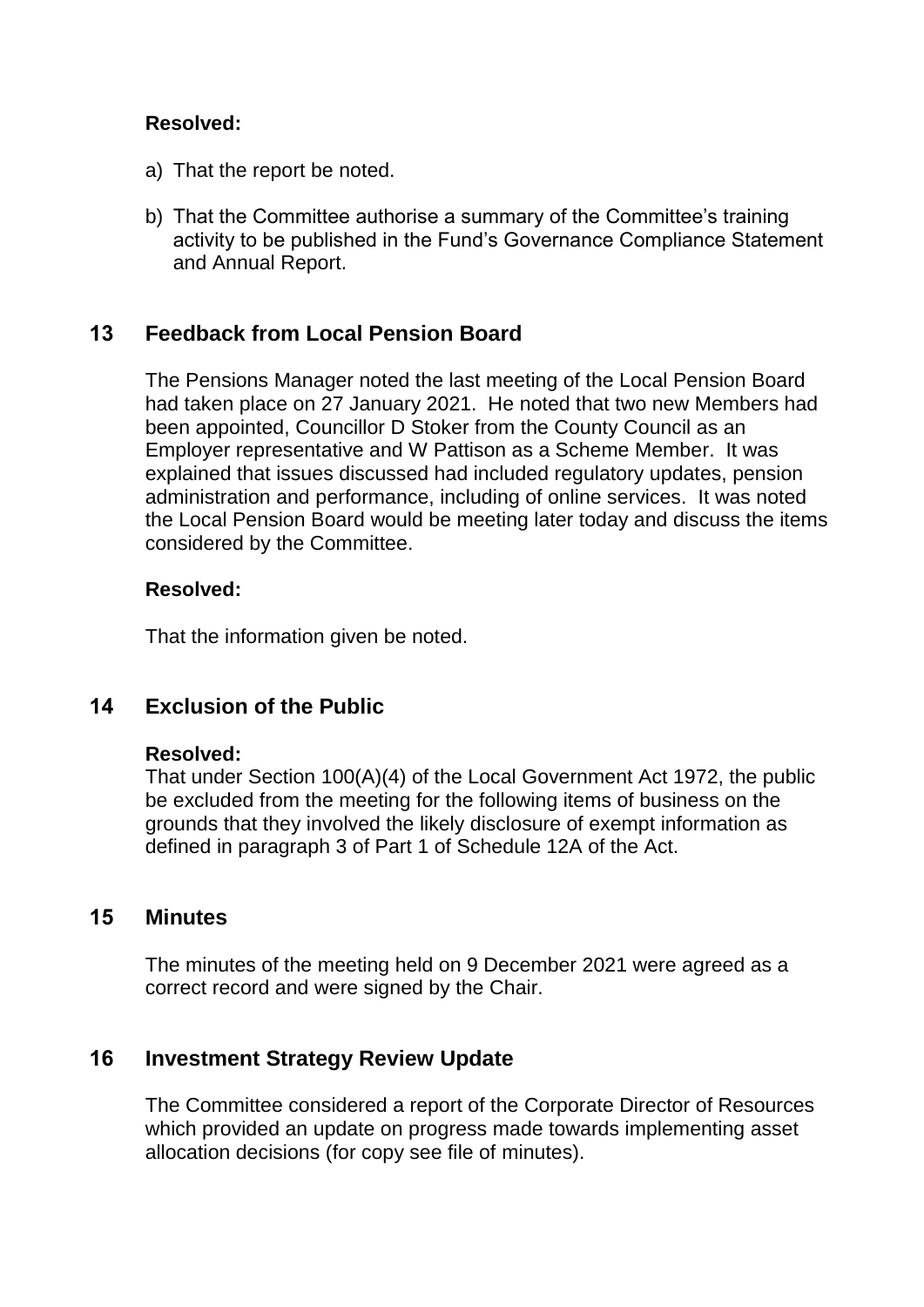**Resolved:**

a) That the report be noted.

b) That the Committee authorise a summary of the Committee's training activity to be published in the Fund's Governance Compliance Statement and Annual Report.

## 13 Feedback from Local Pension Board

The Pensions Manager noted the last meeting of the Local Pension Board had taken place on 27 January 2021. He noted that two new Members had been appointed, Councillor D Stoker from the County Council as an Employer representative and W Pattison as a Scheme Member. It was explained that issues discussed had included regulatory updates, pension administration and performance, including of online services. It was noted the Local Pension Board would be meeting later today and discuss the items considered by the Committee.

**Resolved:**

That the information given be noted.

## 14 Exclusion of the Public

**Resolved:**

That under Section 100(A)(4) of the Local Government Act 1972, the public be excluded from the meeting for the following items of business on the grounds that they involved the likely disclosure of exempt information as defined in paragraph 3 of Part 1 of Schedule 12A of the Act.

## 15 Minutes

The minutes of the meeting held on 9 December 2021 were agreed as a correct record and were signed by the Chair.

## 16 Investment Strategy Review Update

The Committee considered a report of the Corporate Director of Resources which provided an update on progress made towards implementing asset allocation decisions (for copy see file of minutes).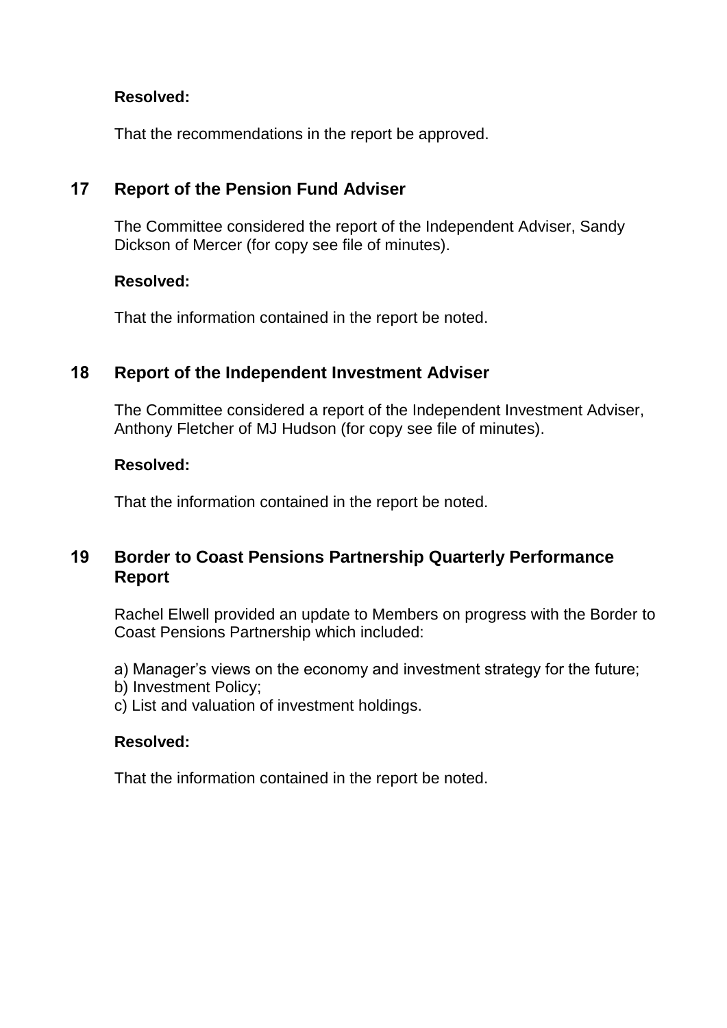**Resolved:**

That the recommendations in the report be approved.

## 17 Report of the Pension Fund Adviser

The Committee considered the report of the Independent Adviser, Sandy Dickson of Mercer (for copy see file of minutes).

**Resolved:**

That the information contained in the report be noted.

## 18 Report of the Independent Investment Adviser

The Committee considered a report of the Independent Investment Adviser, Anthony Fletcher of MJ Hudson (for copy see file of minutes).

**Resolved:**

That the information contained in the report be noted.

## 19 Border to Coast Pensions Partnership Quarterly Performance Report

Rachel Elwell provided an update to Members on progress with the Border to Coast Pensions Partnership which included:

a) Manager's views on the economy and investment strategy for the future;
b) Investment Policy;
c) List and valuation of investment holdings.

**Resolved:**

That the information contained in the report be noted.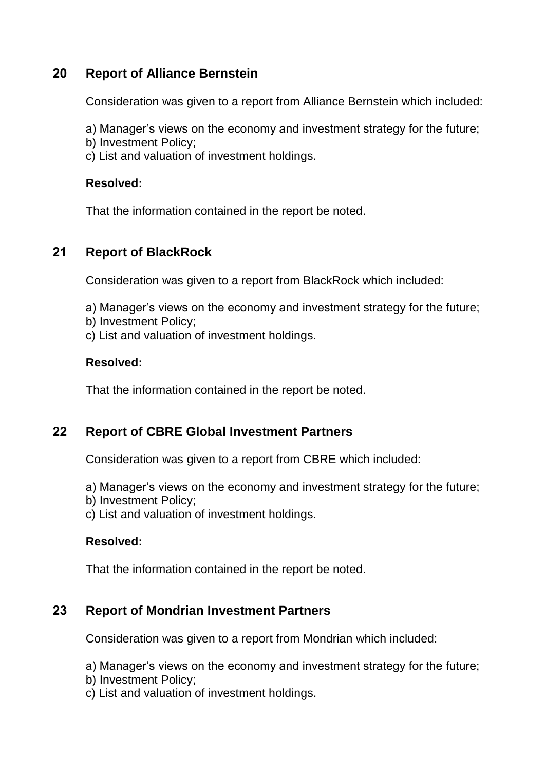## 20 Report of Alliance Bernstein

Consideration was given to a report from Alliance Bernstein which included:

a) Manager's views on the economy and investment strategy for the future;
b) Investment Policy;
c) List and valuation of investment holdings.

**Resolved:**

That the information contained in the report be noted.

## 21 Report of BlackRock

Consideration was given to a report from BlackRock which included:

a) Manager's views on the economy and investment strategy for the future;
b) Investment Policy;
c) List and valuation of investment holdings.

**Resolved:**

That the information contained in the report be noted.

## 22 Report of CBRE Global Investment Partners

Consideration was given to a report from CBRE which included:

a) Manager's views on the economy and investment strategy for the future;
b) Investment Policy;
c) List and valuation of investment holdings.

**Resolved:**

That the information contained in the report be noted.

## 23 Report of Mondrian Investment Partners

Consideration was given to a report from Mondrian which included:

a) Manager's views on the economy and investment strategy for the future;
b) Investment Policy;
c) List and valuation of investment holdings.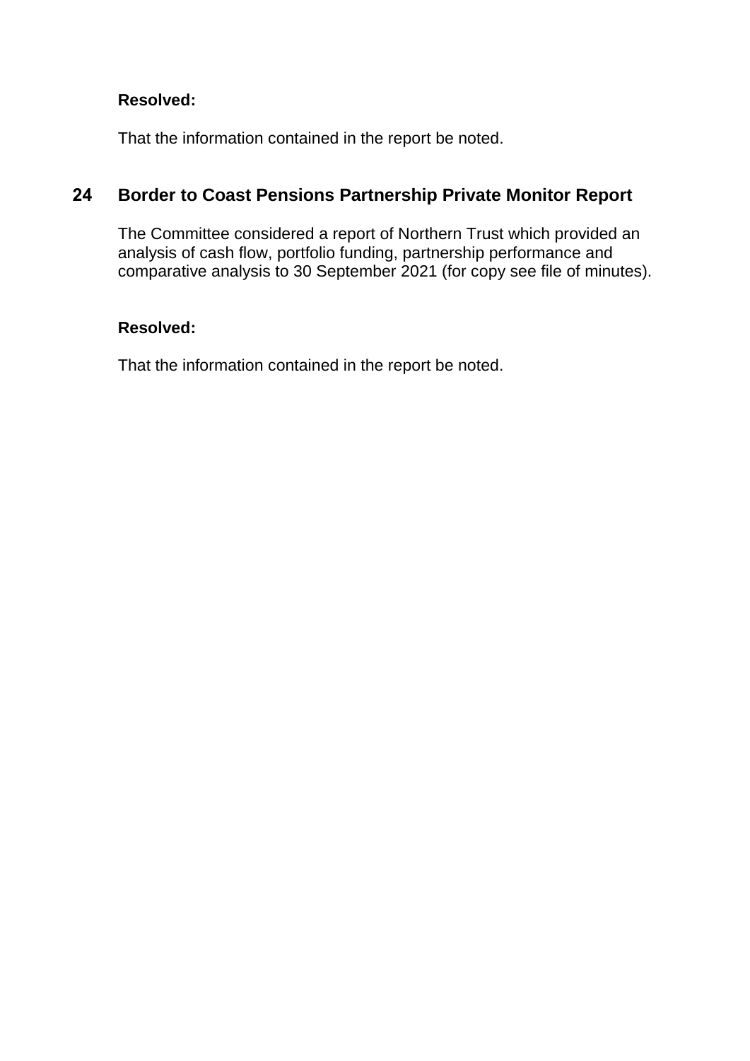**Resolved:**

That the information contained in the report be noted.

## 24 Border to Coast Pensions Partnership Private Monitor Report

The Committee considered a report of Northern Trust which provided an analysis of cash flow, portfolio funding, partnership performance and comparative analysis to 30 September 2021 (for copy see file of minutes).

**Resolved:**

That the information contained in the report be noted.